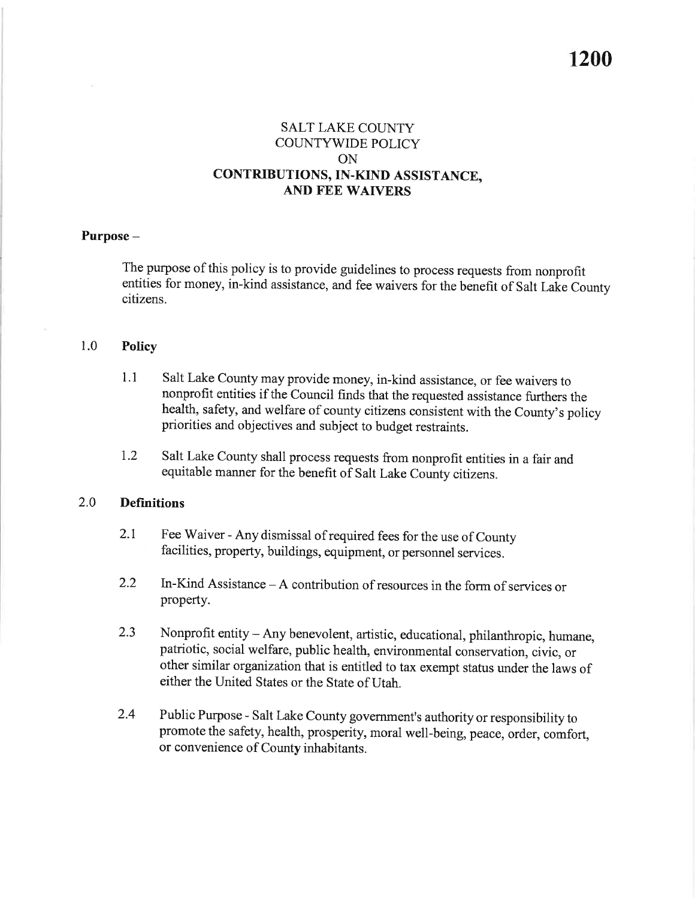# 1200

## SALT LAKE COUNTY COUNTYWIDE POLICY ON CONTRIBUTIONS, IN-KIND ASSISTANCE, AND FEE WAIVERS

**Purpose –**

The purpose of this policy is to provide guidelines to process requests from nonprofit entities for money, in-kind assistance, and fee waivers for the benefit of Salt Lake County citizens.

### 1.0 Policy

1.1 Salt Lake County may provide money, in-kind assistance, or fee waivers to nonprofit entities if the Council finds that the requested assistance furthers the health, safety, and welfare of county citizens consistent with the County's policy priorities and objectives and subject to budget restraints.

1.2 Salt Lake County shall process requests from nonprofit entities in a fair and equitable manner for the benefit of Salt Lake County citizens.

### 2.0 Definitions

2.1 Fee Waiver - Any dismissal of required fees for the use of County facilities, property, buildings, equipment, or personnel services.

2.2 In-Kind Assistance – A contribution of resources in the form of services or property.

2.3 Nonprofit entity – Any benevolent, artistic, educational, philanthropic, humane, patriotic, social welfare, public health, environmental conservation, civic, or other similar organization that is entitled to tax exempt status under the laws of either the United States or the State of Utah.

2.4 Public Purpose - Salt Lake County government's authority or responsibility to promote the safety, health, prosperity, moral well-being, peace, order, comfort, or convenience of County inhabitants.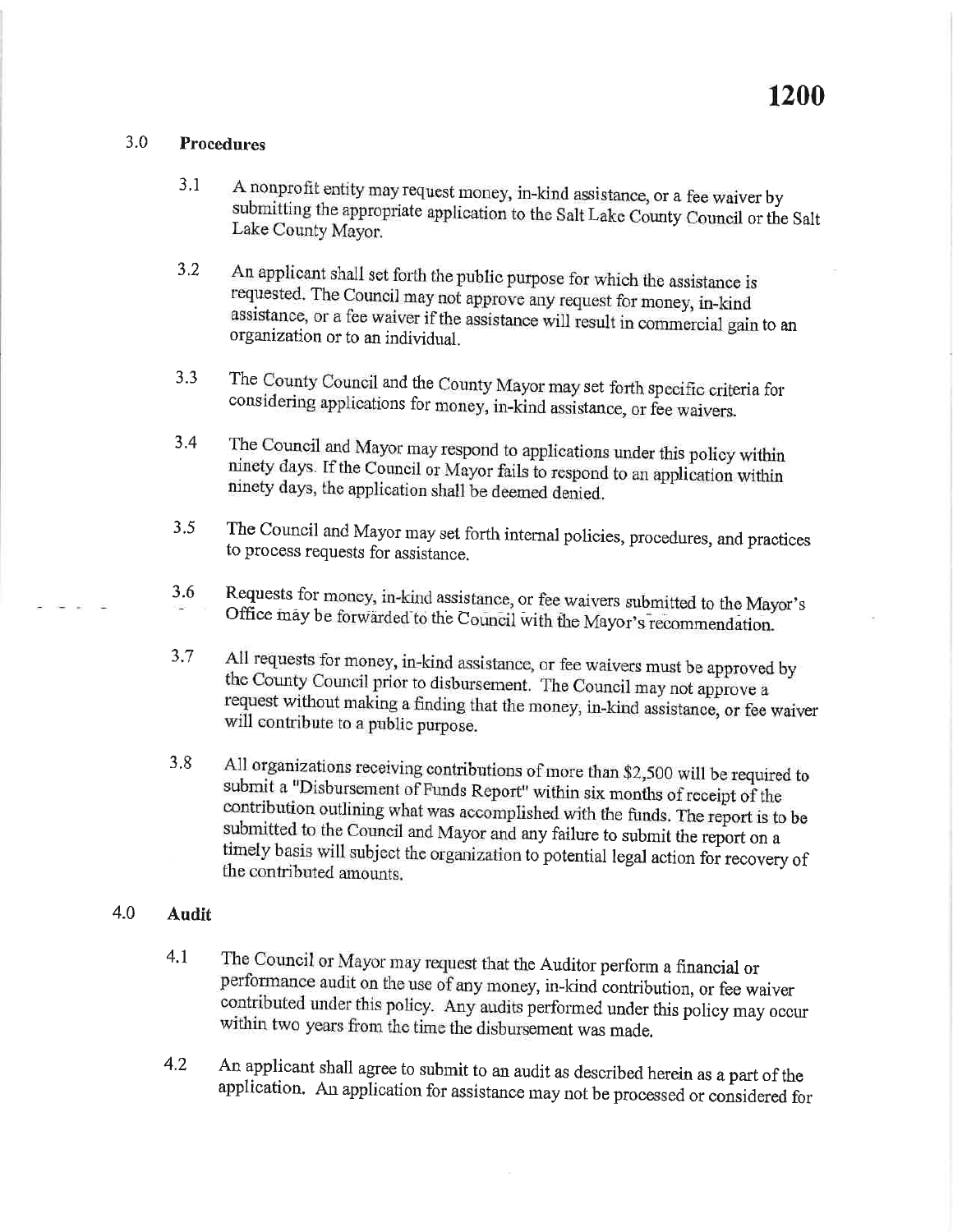## 3.0 Procedures

3.1 A nonprofit entity may request money, in-kind assistance, or a fee waiver by submitting the appropriate application to the Salt Lake County Council or the Salt Lake County Mayor.

3.2 An applicant shall set forth the public purpose for which the assistance is requested. The Council may not approve any request for money, in-kind assistance, or a fee waiver if the assistance will result in commercial gain to an organization or to an individual.

3.3 The County Council and the County Mayor may set forth specific criteria for considering applications for money, in-kind assistance, or fee waivers.

3.4 The Council and Mayor may respond to applications under this policy within ninety days. If the Council or Mayor fails to respond to an application within ninety days, the application shall be deemed denied.

3.5 The Council and Mayor may set forth internal policies, procedures, and practices to process requests for assistance.

3.6 Requests for money, in-kind assistance, or fee waivers submitted to the Mayor's Office may be forwarded to the Council with the Mayor's recommendation.

3.7 All requests for money, in-kind assistance, or fee waivers must be approved by the County Council prior to disbursement. The Council may not approve a request without making a finding that the money, in-kind assistance, or fee waiver will contribute to a public purpose.

3.8 All organizations receiving contributions of more than $2,500 will be required to submit a "Disbursement of Funds Report" within six months of receipt of the contribution outlining what was accomplished with the funds. The report is to be submitted to the Council and Mayor and any failure to submit the report on a timely basis will subject the organization to potential legal action for recovery of the contributed amounts.

## 4.0 Audit

4.1 The Council or Mayor may request that the Auditor perform a financial or performance audit on the use of any money, in-kind contribution, or fee waiver contributed under this policy. Any audits performed under this policy may occur within two years from the time the disbursement was made.

4.2 An applicant shall agree to submit to an audit as described herein as a part of the application. An application for assistance may not be processed or considered for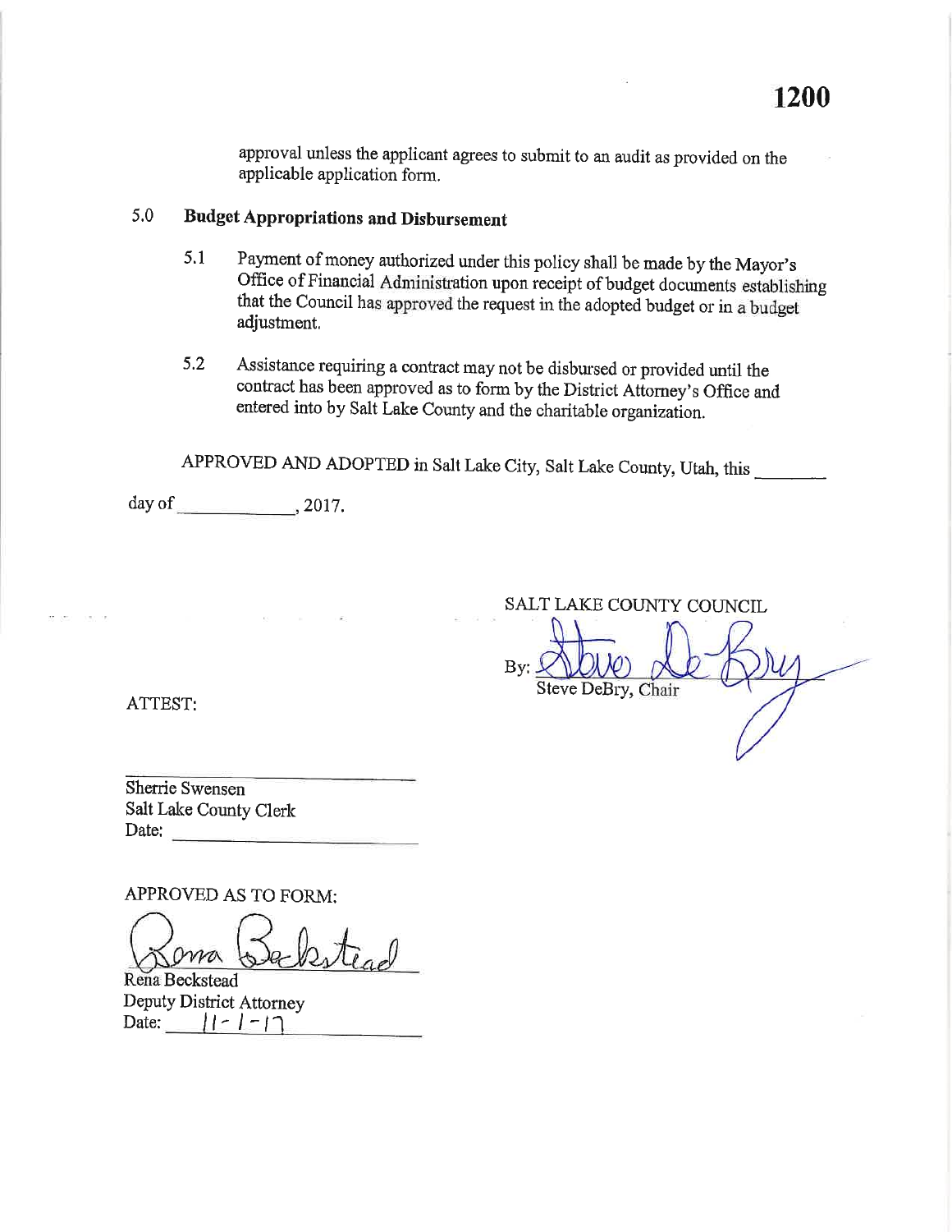approval unless the applicant agrees to submit to an audit as provided on the applicable application form.

## 5.0 Budget Appropriations and Disbursement

5.1 Payment of money authorized under this policy shall be made by the Mayor's Office of Financial Administration upon receipt of budget documents establishing that the Council has approved the request in the adopted budget or in a budget adjustment.

5.2 Assistance requiring a contract may not be disbursed or provided until the contract has been approved as to form by the District Attorney's Office and entered into by Salt Lake County and the charitable organization.

APPROVED AND ADOPTED in Salt Lake City, Salt Lake County, Utah, this ________ day of ____________, 2017.

SALT LAKE COUNTY COUNCIL

By: Steve DeBry
Steve DeBry, Chair

ATTEST:

____________________
Sherrie Swensen
Salt Lake County Clerk
Date: ____________________

APPROVED AS TO FORM:

Rena Beckstead
Rena Beckstead
Deputy District Attorney
Date: 11-1-17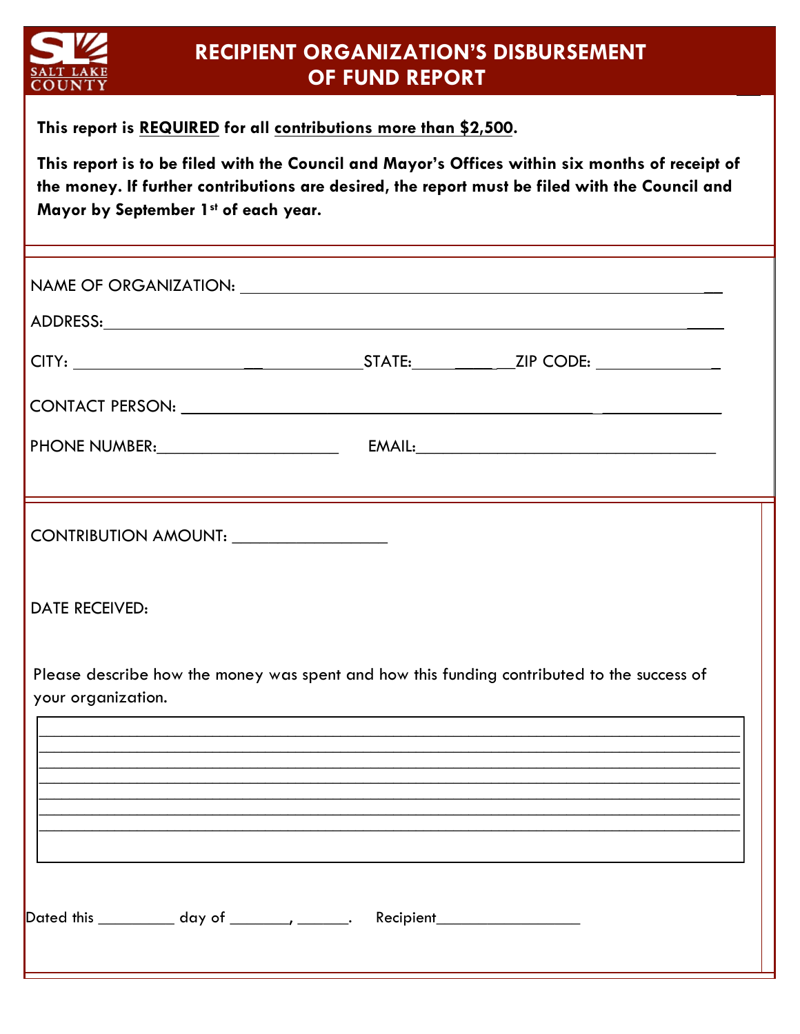# RECIPIENT ORGANIZATION'S DISBURSEMENT OF FUND REPORT

**This report is REQUIRED for all contributions more than $2,500.**

**This report is to be filed with the Council and Mayor's Offices within six months of receipt of the money. If further contributions are desired, the report must be filed with the Council and Mayor by September 1st of each year.**

NAME OF ORGANIZATION: ______________________________________________

ADDRESS: ______________________________________________

CITY: ____________________ STATE: __________ ZIP CODE: ______________

CONTACT PERSON: ______________________________________________

PHONE NUMBER: ____________________ EMAIL: ______________________________

CONTRIBUTION AMOUNT: ________________

DATE RECEIVED:

Please describe how the money was spent and how this funding contributed to the success of your organization.

______________________________________________________________________________
______________________________________________________________________________
______________________________________________________________________________
______________________________________________________________________________
______________________________________________________________________________
______________________________________________________________________________
______________________________________________________________________________

Dated this _________ day of _______, ______. Recipient________________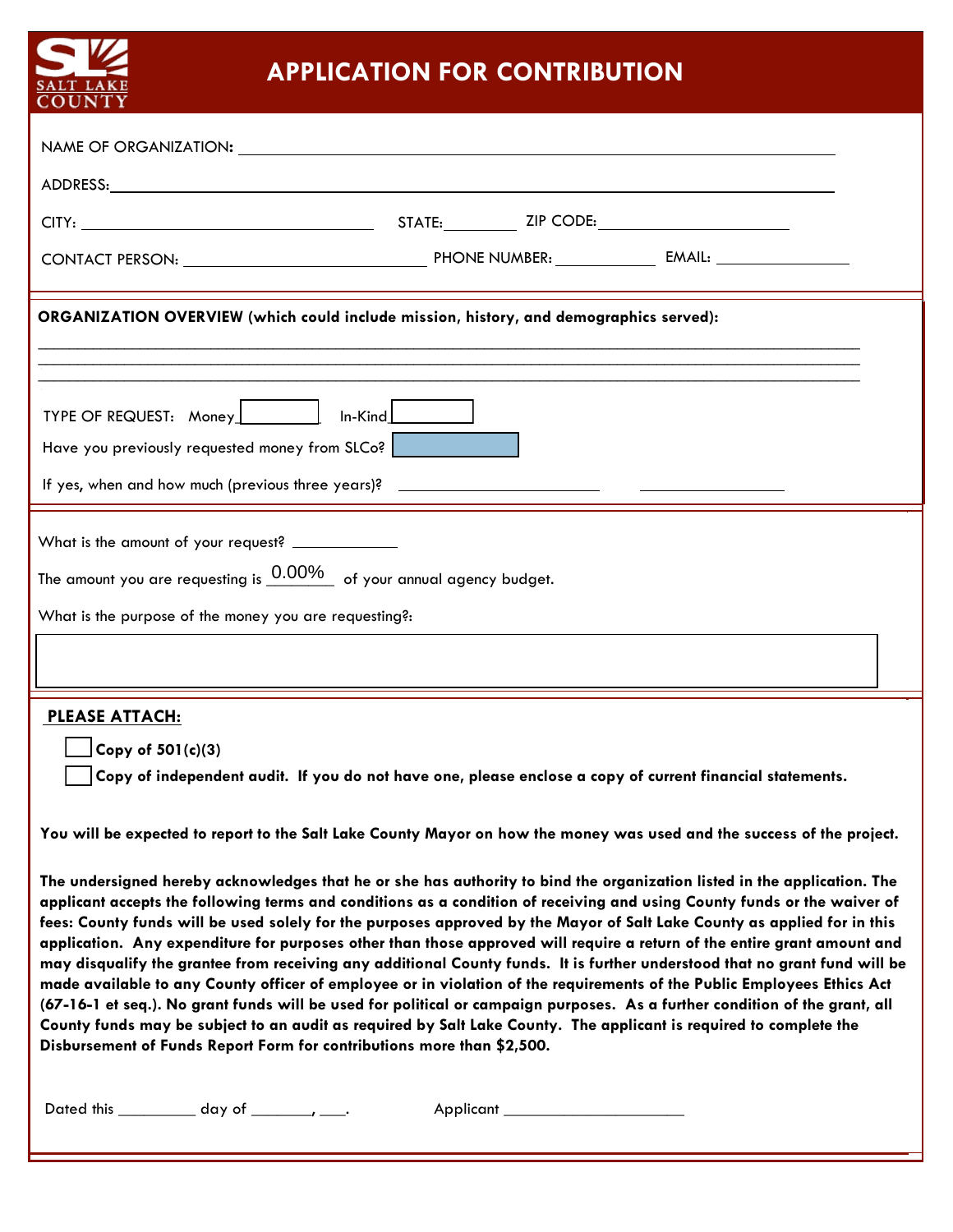# APPLICATION FOR CONTRIBUTION

SALT LAKE COUNTY

NAME OF ORGANIZATION: ____________________________________________

ADDRESS: ____________________________________________

CITY: ____________________ STATE: ________ ZIP CODE: ____________________

CONTACT PERSON: ____________________ PHONE NUMBER: ____________ EMAIL: ____________

**ORGANIZATION OVERVIEW (which could include mission, history, and demographics served):**

______________________________________________________________________

______________________________________________________________________

______________________________________________________________________

TYPE OF REQUEST: Money ________ In-Kind ________

Have you previously requested money from SLCo? ________

If yes, when and how much (previous three years)? ____________________ ____________________

What is the amount of your request? ____________

The amount you are requesting is 0.00% of your annual agency budget.

What is the purpose of the money you are requesting?:

______________________________________________________________________

**PLEASE ATTACH:**

- ☐ **Copy of 501(c)(3)**
- ☐ **Copy of independent audit. If you do not have one, please enclose a copy of current financial statements.**

**You will be expected to report to the Salt Lake County Mayor on how the money was used and the success of the project.**

**The undersigned hereby acknowledges that he or she has authority to bind the organization listed in the application. The applicant accepts the following terms and conditions as a condition of receiving and using County funds or the waiver of fees: County funds will be used solely for the purposes approved by the Mayor of Salt Lake County as applied for in this application. Any expenditure for purposes other than those approved will require a return of the entire grant amount and may disqualify the grantee from receiving any additional County funds. It is further understood that no grant fund will be made available to any County officer of employee or in violation of the requirements of the Public Employees Ethics Act (67-16-1 et seq.). No grant funds will be used for political or campaign purposes. As a further condition of the grant, all County funds may be subject to an audit as required by Salt Lake County. The applicant is required to complete the Disbursement of Funds Report Form for contributions more than $2,500.**

Dated this ________ day of ________, ____. Applicant ____________________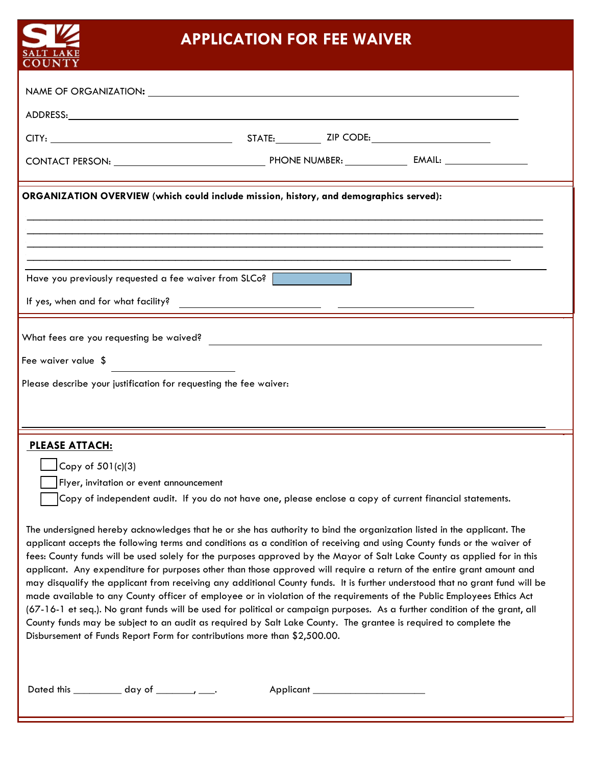# APPLICATION FOR FEE WAIVER

NAME OF ORGANIZATION: ____________________________________________

ADDRESS: ____________________________________________

CITY: ____________________ STATE: ________ ZIP CODE: ____________________

CONTACT PERSON: ____________________ PHONE NUMBER: ____________ EMAIL: ____________

**ORGANIZATION OVERVIEW (which could include mission, history, and demographics served):**

____________________________________________

____________________________________________

____________________________________________

____________________________________________

Have you previously requested a fee waiver from SLCo? ____________

If yes, when and for what facility? ____________________ ____________________

What fees are you requesting be waived? ____________________________________________

Fee waiver value $ ____________________

Please describe your justification for requesting the fee waiver:

____________________________________________

**PLEASE ATTACH:**

- ☐ Copy of 501(c)(3)
- ☐ Flyer, invitation or event announcement
- ☐ Copy of independent audit. If you do not have one, please enclose a copy of current financial statements.

The undersigned hereby acknowledges that he or she has authority to bind the organization listed in the applicant. The applicant accepts the following terms and conditions as a condition of receiving and using County funds or the waiver of fees: County funds will be used solely for the purposes approved by the Mayor of Salt Lake County as applied for in this applicant. Any expenditure for purposes other than those approved will require a return of the entire grant amount and may disqualify the applicant from receiving any additional County funds. It is further understood that no grant fund will be made available to any County officer of employee or in violation of the requirements of the Public Employees Ethics Act (67-16-1 et seq.). No grant funds will be used for political or campaign purposes. As a further condition of the grant, all County funds may be subject to an audit as required by Salt Lake County. The grantee is required to complete the Disbursement of Funds Report Form for contributions more than $2,500.00.

Dated this _________ day of _______, ___. Applicant ____________________